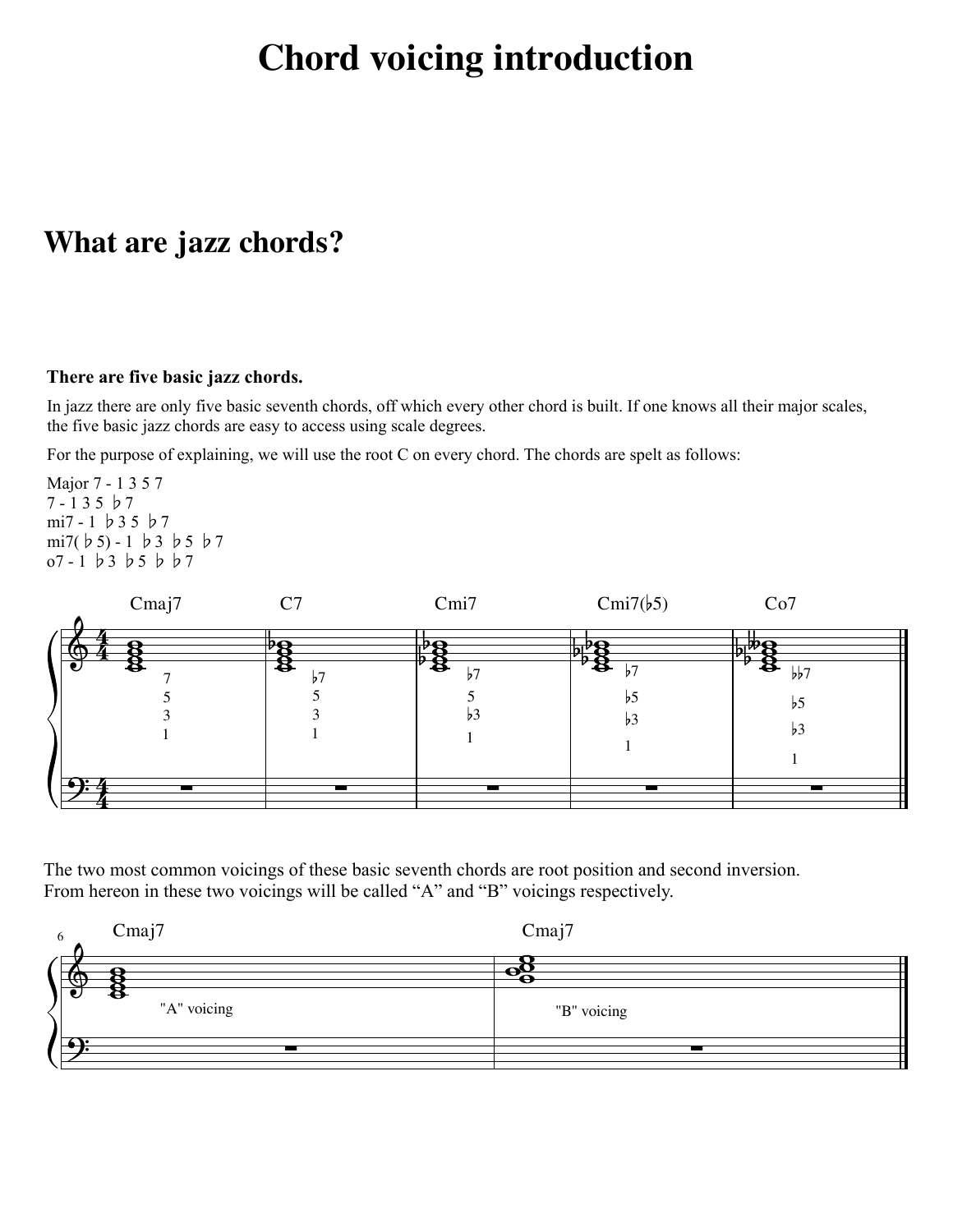# Chord voicing introduction

## What are jazz chords?

**There are five basic jazz chords.**

In jazz there are only five basic seventh chords, off which every other chord is built. If one knows all their major scales, the five basic jazz chords are easy to access using scale degrees.

For the purpose of explaining, we will use the root C on every chord. The chords are spelt as follows:

Major 7 - 1 3 5 7
7 - 1 3 5 ♭7
mi7 - 1 ♭3 5 ♭7
mi7(♭5) - 1 ♭3 ♭5 ♭7
o7 - 1 ♭3 ♭5 ♭♭7

The two most common voicings of these basic seventh chords are root position and second inversion. From hereon in these two voicings will be called "A" and "B" voicings respectively.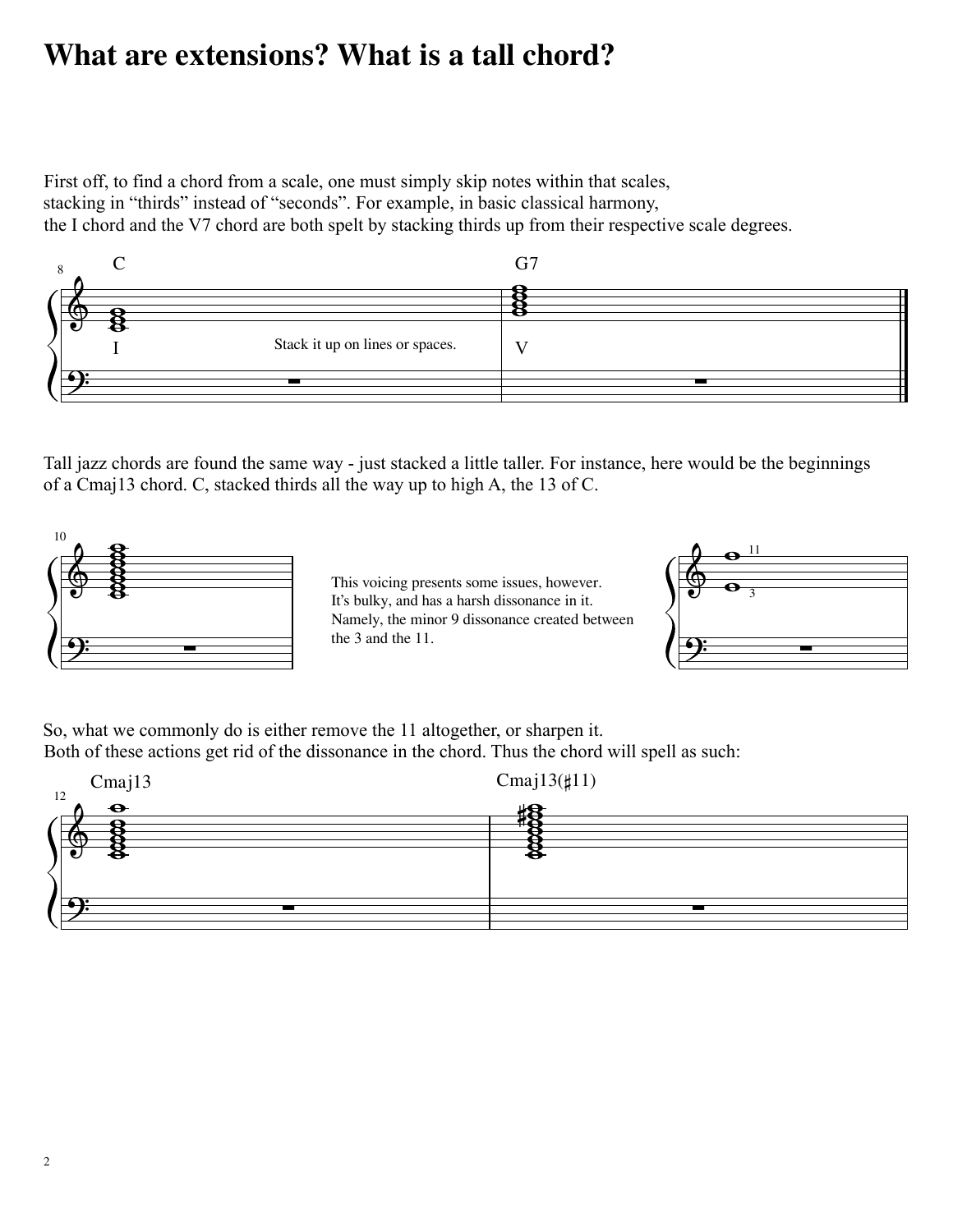# What are extensions? What is a tall chord?

First off, to find a chord from a scale, one must simply skip notes within that scales, stacking in “thirds” instead of “seconds”. For example, in basic classical harmony, the I chord and the V7 chord are both spelt by stacking thirds up from their respective scale degrees.

C — I

Stack it up on lines or spaces.

G7 — V

Tall jazz chords are found the same way - just stacked a little taller. For instance, here would be the beginnings of a Cmaj13 chord. C, stacked thirds all the way up to high A, the 13 of C.

This voicing presents some issues, however. It’s bulky, and has a harsh dissonance in it. Namely, the minor 9 dissonance created between the 3 and the 11.

11
3

So, what we commonly do is either remove the 11 altogether, or sharpen it. Both of these actions get rid of the dissonance in the chord. Thus the chord will spell as such:

Cmaj13

Cmaj13(♯11)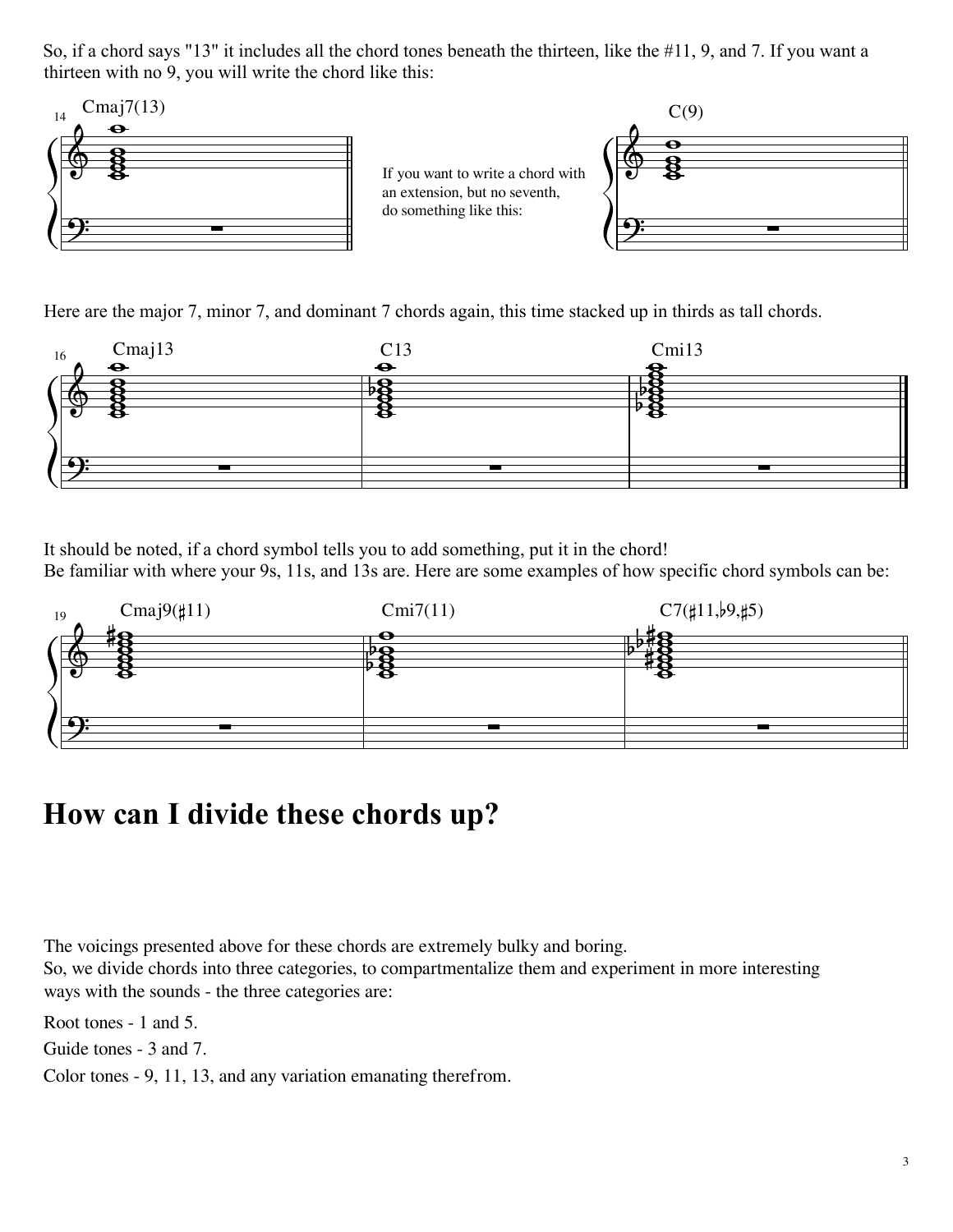So, if a chord says "13" it includes all the chord tones beneath the thirteen, like the #11, 9, and 7. If you want a thirteen with no 9, you will write the chord like this:

Cmaj7(13)

If you want to write a chord with an extension, but no seventh, do something like this:

C(9)

Here are the major 7, minor 7, and dominant 7 chords again, this time stacked up in thirds as tall chords.

Cmaj13 C13 Cmi13

It should be noted, if a chord symbol tells you to add something, put it in the chord!
Be familiar with where your 9s, 11s, and 13s are. Here are some examples of how specific chord symbols can be:

Cmaj9(♯11) Cmi7(11) C7(♯11,♭9,♯5)

# How can I divide these chords up?

The voicings presented above for these chords are extremely bulky and boring.
So, we divide chords into three categories, to compartmentalize them and experiment in more interesting ways with the sounds - the three categories are:

Root tones - 1 and 5.

Guide tones - 3 and 7.

Color tones - 9, 11, 13, and any variation emanating therefrom.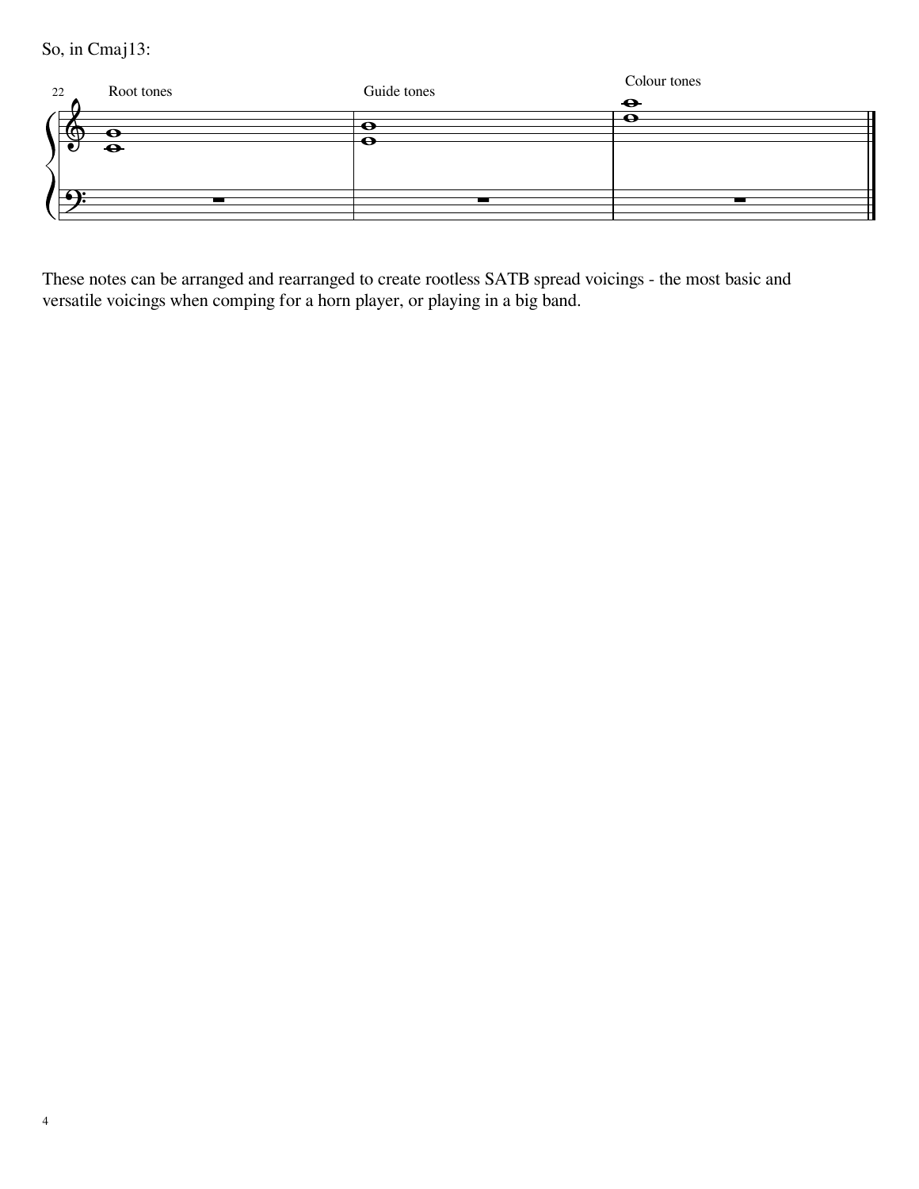So, in Cmaj13:

22 Root tones

Guide tones

Colour tones

These notes can be arranged and rearranged to create rootless SATB spread voicings - the most basic and versatile voicings when comping for a horn player, or playing in a big band.